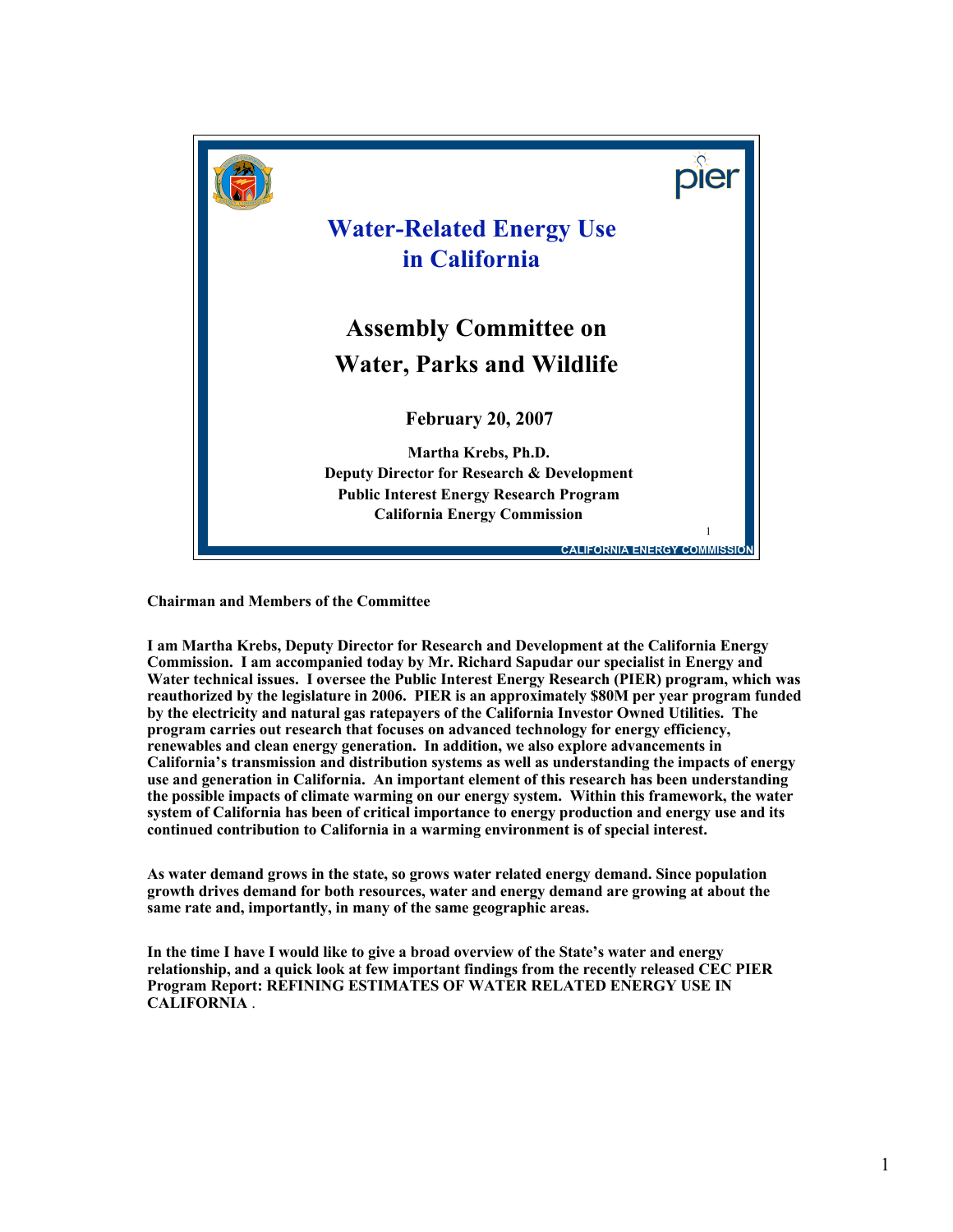# Water-Related Energy Use in California

## Assembly Committee on Water, Parks and Wildlife

**February 20, 2007**

**Martha Krebs, Ph.D.**
**Deputy Director for Research & Development**
**Public Interest Energy Research Program**
**California Energy Commission**

**Chairman and Members of the Committee**

**I am Martha Krebs, Deputy Director for Research and Development at the California Energy Commission. I am accompanied today by Mr. Richard Sapudar our specialist in Energy and Water technical issues. I oversee the Public Interest Energy Research (PIER) program, which was reauthorized by the legislature in 2006. PIER is an approximately $80M per year program funded by the electricity and natural gas ratepayers of the California Investor Owned Utilities. The program carries out research that focuses on advanced technology for energy efficiency, renewables and clean energy generation. In addition, we also explore advancements in California's transmission and distribution systems as well as understanding the impacts of energy use and generation in California. An important element of this research has been understanding the possible impacts of climate warming on our energy system. Within this framework, the water system of California has been of critical importance to energy production and energy use and its continued contribution to California in a warming environment is of special interest.**

**As water demand grows in the state, so grows water related energy demand. Since population growth drives demand for both resources, water and energy demand are growing at about the same rate and, importantly, in many of the same geographic areas.**

**In the time I have I would like to give a broad overview of the State's water and energy relationship, and a quick look at few important findings from the recently released CEC PIER Program Report: REFINING ESTIMATES OF WATER RELATED ENERGY USE IN CALIFORNIA** .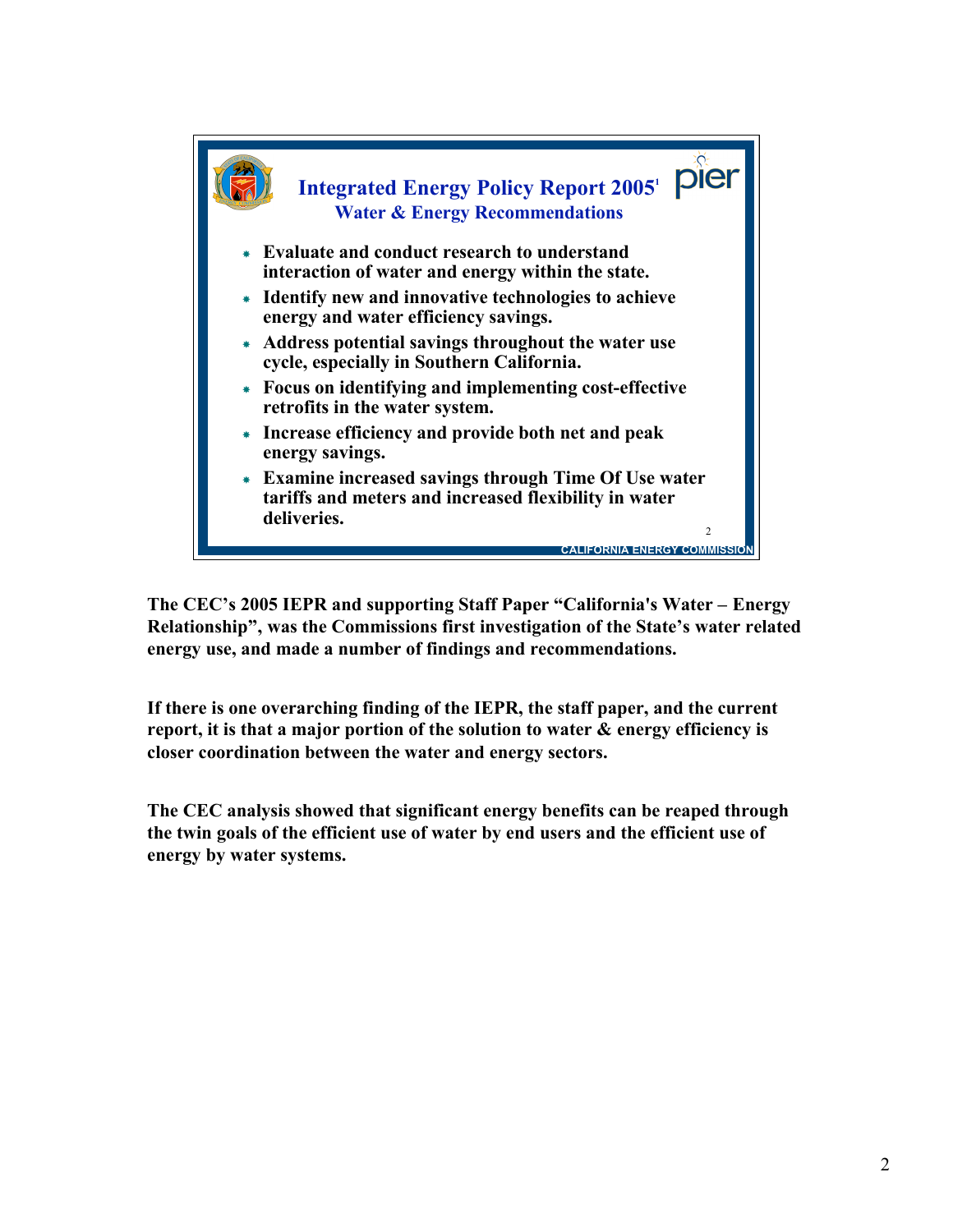## Integrated Energy Policy Report 2005[1]

### Water & Energy Recommendations

- Evaluate and conduct research to understand interaction of water and energy within the state.
- Identify new and innovative technologies to achieve energy and water efficiency savings.
- Address potential savings throughout the water use cycle, especially in Southern California.
- Focus on identifying and implementing cost-effective retrofits in the water system.
- Increase efficiency and provide both net and peak energy savings.
- Examine increased savings through Time Of Use water tariffs and meters and increased flexibility in water deliveries.

CALIFORNIA ENERGY COMMISSION

**The CEC's 2005 IEPR and supporting Staff Paper "California's Water – Energy Relationship", was the Commissions first investigation of the State's water related energy use, and made a number of findings and recommendations.**

**If there is one overarching finding of the IEPR, the staff paper, and the current report, it is that a major portion of the solution to water & energy efficiency is closer coordination between the water and energy sectors.**

**The CEC analysis showed that significant energy benefits can be reaped through the twin goals of the efficient use of water by end users and the efficient use of energy by water systems.**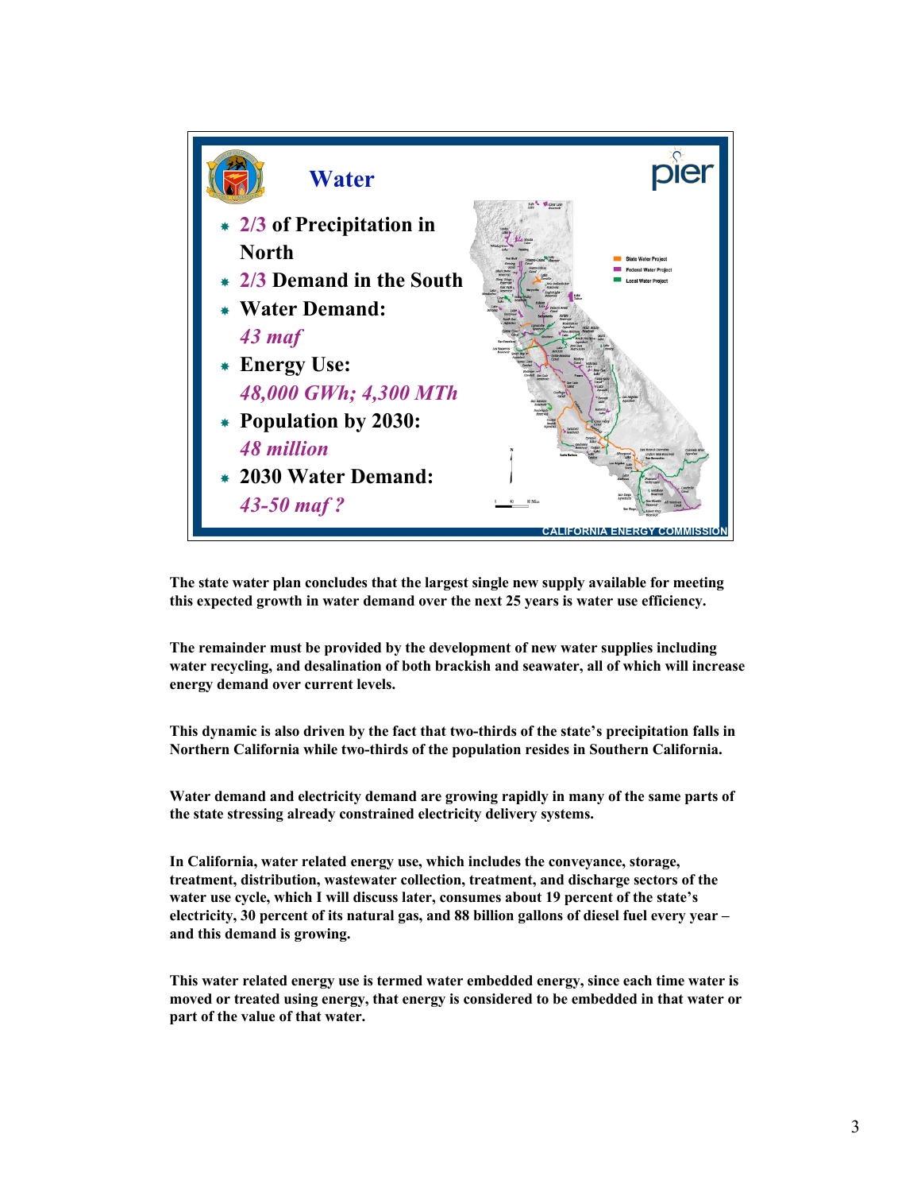## Water

- 2/3 of Precipitation in North
- 2/3 Demand in the South
- Water Demand:
  *43 maf*
- Energy Use:
  *48,000 GWh; 4,300 MTh*
- Population by 2030:
  *48 million*
- 2030 Water Demand:
  *43-50 maf ?*

CALIFORNIA ENERGY COMMISSION

**The state water plan concludes that the largest single new supply available for meeting this expected growth in water demand over the next 25 years is water use efficiency.**

**The remainder must be provided by the development of new water supplies including water recycling, and desalination of both brackish and seawater, all of which will increase energy demand over current levels.**

**This dynamic is also driven by the fact that two-thirds of the state's precipitation falls in Northern California while two-thirds of the population resides in Southern California.**

**Water demand and electricity demand are growing rapidly in many of the same parts of the state stressing already constrained electricity delivery systems.**

**In California, water related energy use, which includes the conveyance, storage, treatment, distribution, wastewater collection, treatment, and discharge sectors of the water use cycle, which I will discuss later, consumes about 19 percent of the state's electricity, 30 percent of its natural gas, and 88 billion gallons of diesel fuel every year – and this demand is growing.**

**This water related energy use is termed water embedded energy, since each time water is moved or treated using energy, that energy is considered to be embedded in that water or part of the value of that water.**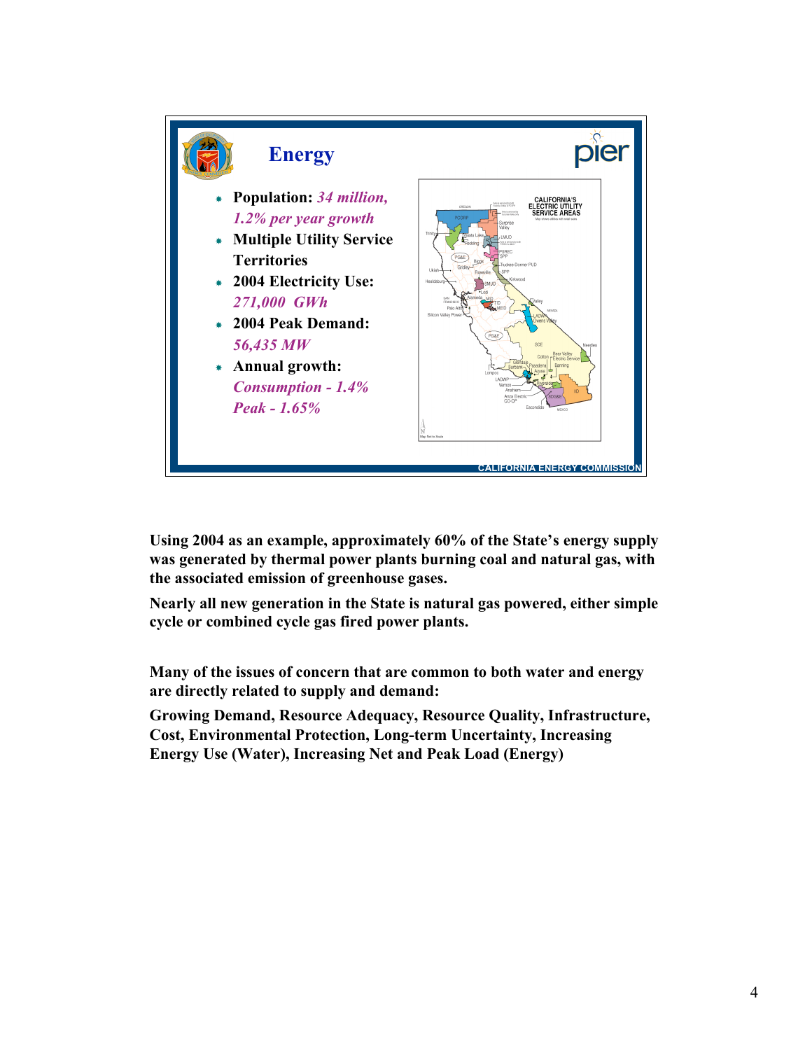## Energy

- **Population:** *34 million, 1.2% per year growth*
- **Multiple Utility Service Territories**
- **2004 Electricity Use:** *271,000 GWh*
- **2004 Peak Demand:** *56,435 MW*
- **Annual growth:** *Consumption - 1.4%* *Peak - 1.65%*

CALIFORNIA'S ELECTRIC UTILITY SERVICE AREAS

CALIFORNIA ENERGY COMMISSION

**Using 2004 as an example, approximately 60% of the State's energy supply was generated by thermal power plants burning coal and natural gas, with the associated emission of greenhouse gases.**

**Nearly all new generation in the State is natural gas powered, either simple cycle or combined cycle gas fired power plants.**

**Many of the issues of concern that are common to both water and energy are directly related to supply and demand:**

**Growing Demand, Resource Adequacy, Resource Quality, Infrastructure, Cost, Environmental Protection, Long-term Uncertainty, Increasing Energy Use (Water), Increasing Net and Peak Load (Energy)**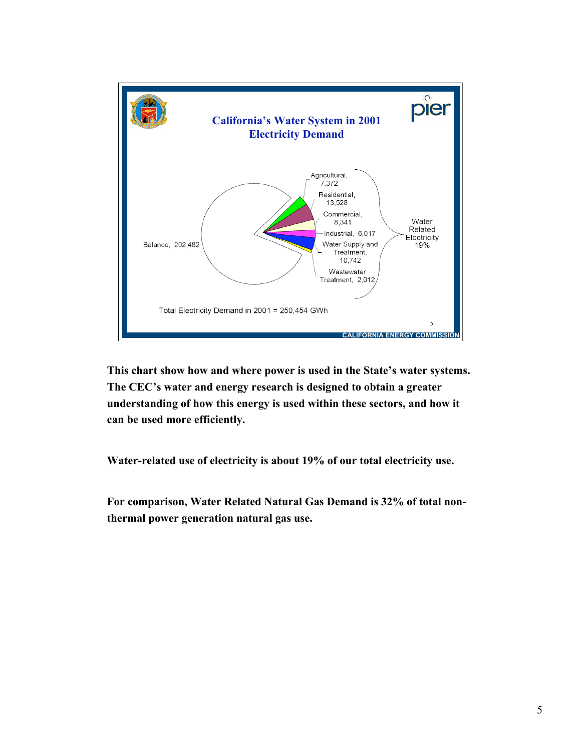## California's Water System in 2001 Electricity Demand

- Agricultural, 7,372
- Residential, 13,528
- Commercial, 8,341
- Industrial, 6,017
- Water Supply and Treatment, 10,742
- Wastewater Treatment, 2,012
- Balance, 202,482

Water Related Electricity 19%

Total Electricity Demand in 2001 = 250,454 GWh

CALIFORNIA ENERGY COMMISSION

**This chart show how and where power is used in the State's water systems. The CEC's water and energy research is designed to obtain a greater understanding of how this energy is used within these sectors, and how it can be used more efficiently.**

**Water-related use of electricity is about 19% of our total electricity use.**

**For comparison, Water Related Natural Gas Demand is 32% of total non-thermal power generation natural gas use.**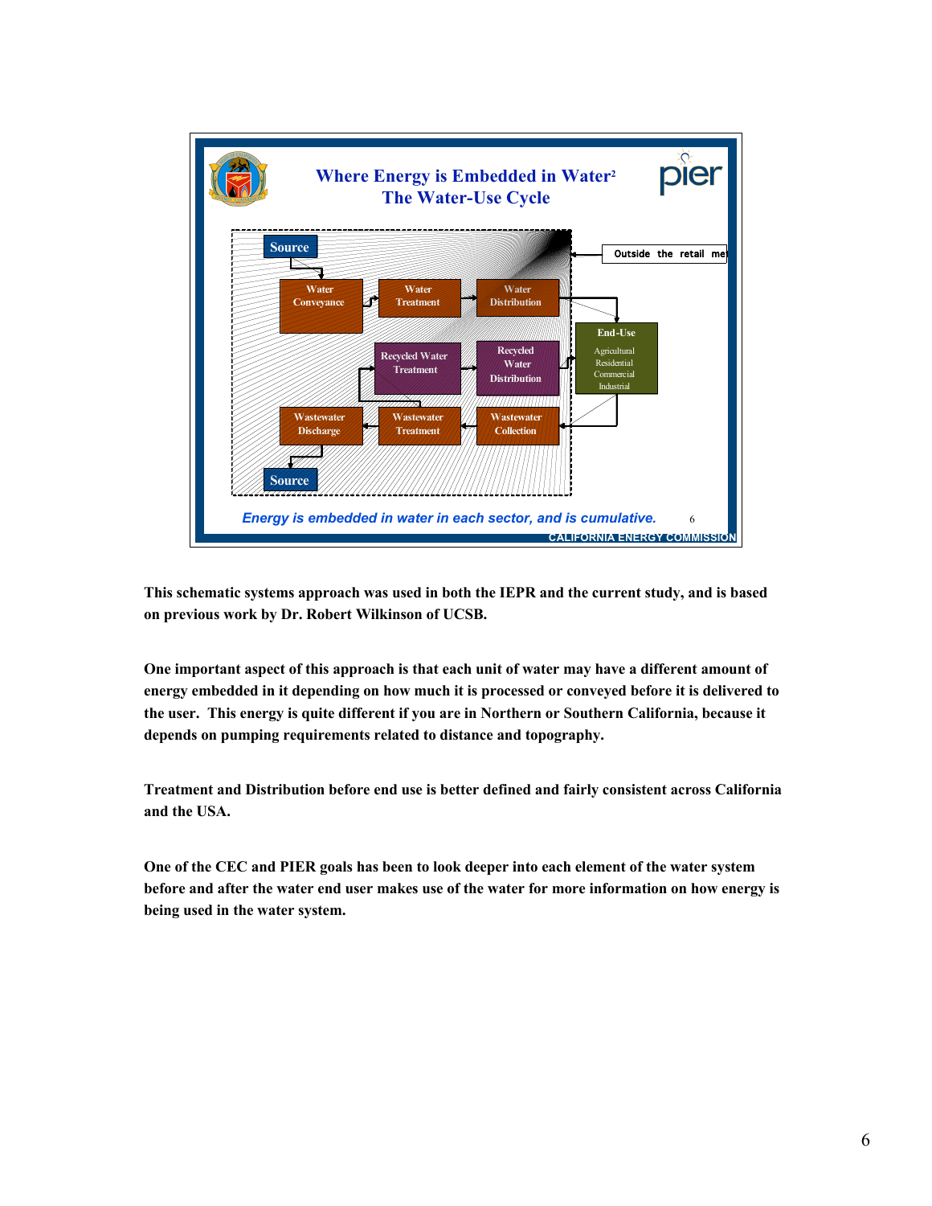**Where Energy is Embedded in Water[2]**
**The Water-Use Cycle**

Source → Water Conveyance → Water Treatment → Water Distribution → End-Use (Agricultural, Residential, Commercial, Industrial) → Wastewater Collection → Wastewater Treatment → Wastewater Discharge → Source

Wastewater Treatment → Recycled Water Treatment → Recycled Water Distribution → End-Use

Outside the retail me

*Energy is embedded in water in each sector, and is cumulative.*

CALIFORNIA ENERGY COMMISSION

**This schematic systems approach was used in both the IEPR and the current study, and is based on previous work by Dr. Robert Wilkinson of UCSB.**

**One important aspect of this approach is that each unit of water may have a different amount of energy embedded in it depending on how much it is processed or conveyed before it is delivered to the user. This energy is quite different if you are in Northern or Southern California, because it depends on pumping requirements related to distance and topography.**

**Treatment and Distribution before end use is better defined and fairly consistent across California and the USA.**

**One of the CEC and PIER goals has been to look deeper into each element of the water system before and after the water end user makes use of the water for more information on how energy is being used in the water system.**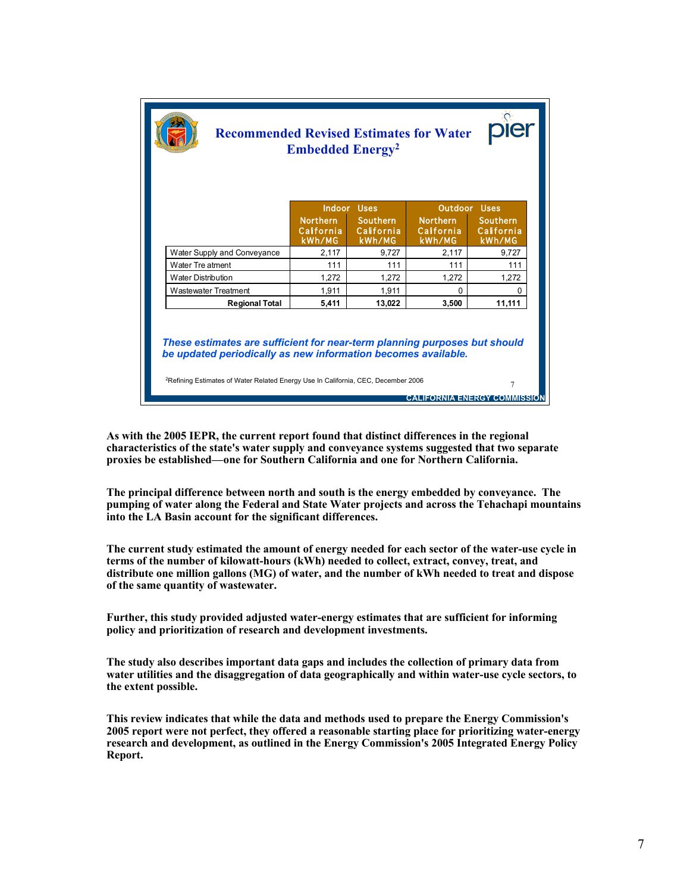## Recommended Revised Estimates for Water Embedded Energy[2]

| | Indoor Uses | | Outdoor Uses | |
|---|---|---|---|---|
| | Northern California kWh/MG | Southern California kWh/MG | Northern California kWh/MG | Southern California kWh/MG |
| Water Supply and Conveyance | 2,117 | 9,727 | 2,117 | 9,727 |
| Water Treatment | 111 | 111 | 111 | 111 |
| Water Distribution | 1,272 | 1,272 | 1,272 | 1,272 |
| Wastewater Treatment | 1,911 | 1,911 | 0 | 0 |
| **Regional Total** | **5,411** | **13,022** | **3,500** | **11,111** |

*These estimates are sufficient for near-term planning purposes but should be updated periodically as new information becomes available.*

[2]Refining Estimates of Water Related Energy Use In California, CEC, December 2006

CALIFORNIA ENERGY COMMISSION

**As with the 2005 IEPR, the current report found that distinct differences in the regional characteristics of the state's water supply and conveyance systems suggested that two separate proxies be established—one for Southern California and one for Northern California.**

**The principal difference between north and south is the energy embedded by conveyance. The pumping of water along the Federal and State Water projects and across the Tehachapi mountains into the LA Basin account for the significant differences.**

**The current study estimated the amount of energy needed for each sector of the water-use cycle in terms of the number of kilowatt-hours (kWh) needed to collect, extract, convey, treat, and distribute one million gallons (MG) of water, and the number of kWh needed to treat and dispose of the same quantity of wastewater.**

**Further, this study provided adjusted water-energy estimates that are sufficient for informing policy and prioritization of research and development investments.**

**The study also describes important data gaps and includes the collection of primary data from water utilities and the disaggregation of data geographically and within water-use cycle sectors, to the extent possible.**

**This review indicates that while the data and methods used to prepare the Energy Commission's 2005 report were not perfect, they offered a reasonable starting place for prioritizing water-energy research and development, as outlined in the Energy Commission's 2005 Integrated Energy Policy Report.**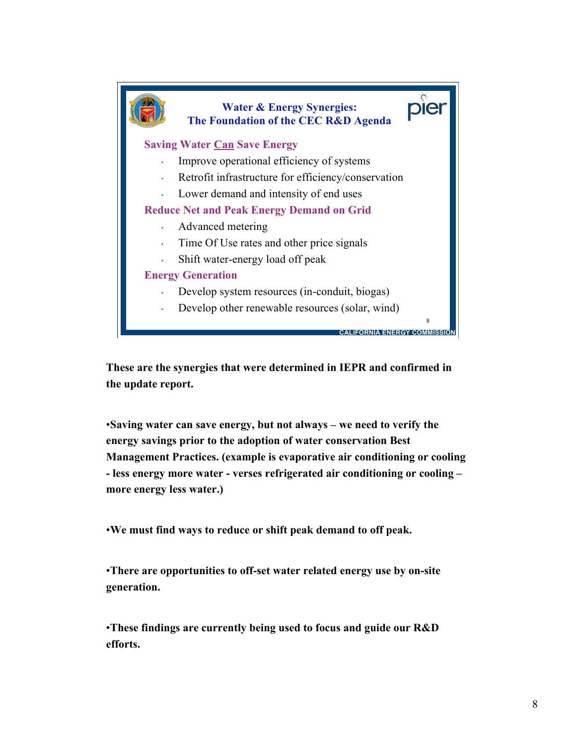## Water & Energy Synergies: The Foundation of the CEC R&D Agenda

**Saving Water Can Save Energy**

- Improve operational efficiency of systems
- Retrofit infrastructure for efficiency/conservation
- Lower demand and intensity of end uses

**Reduce Net and Peak Energy Demand on Grid**

- Advanced metering
- Time Of Use rates and other price signals
- Shift water-energy load off peak

**Energy Generation**

- Develop system resources (in-conduit, biogas)
- Develop other renewable resources (solar, wind)

CALIFORNIA ENERGY COMMISSION

**These are the synergies that were determined in IEPR and confirmed in the update report.**

**•Saving water can save energy, but not always – we need to verify the energy savings prior to the adoption of water conservation Best Management Practices. (example is evaporative air conditioning or cooling - less energy more water - verses refrigerated air conditioning or cooling – more energy less water.)**

**•We must find ways to reduce or shift peak demand to off peak.**

**•There are opportunities to off-set water related energy use by on-site generation.**

**•These findings are currently being used to focus and guide our R&D efforts.**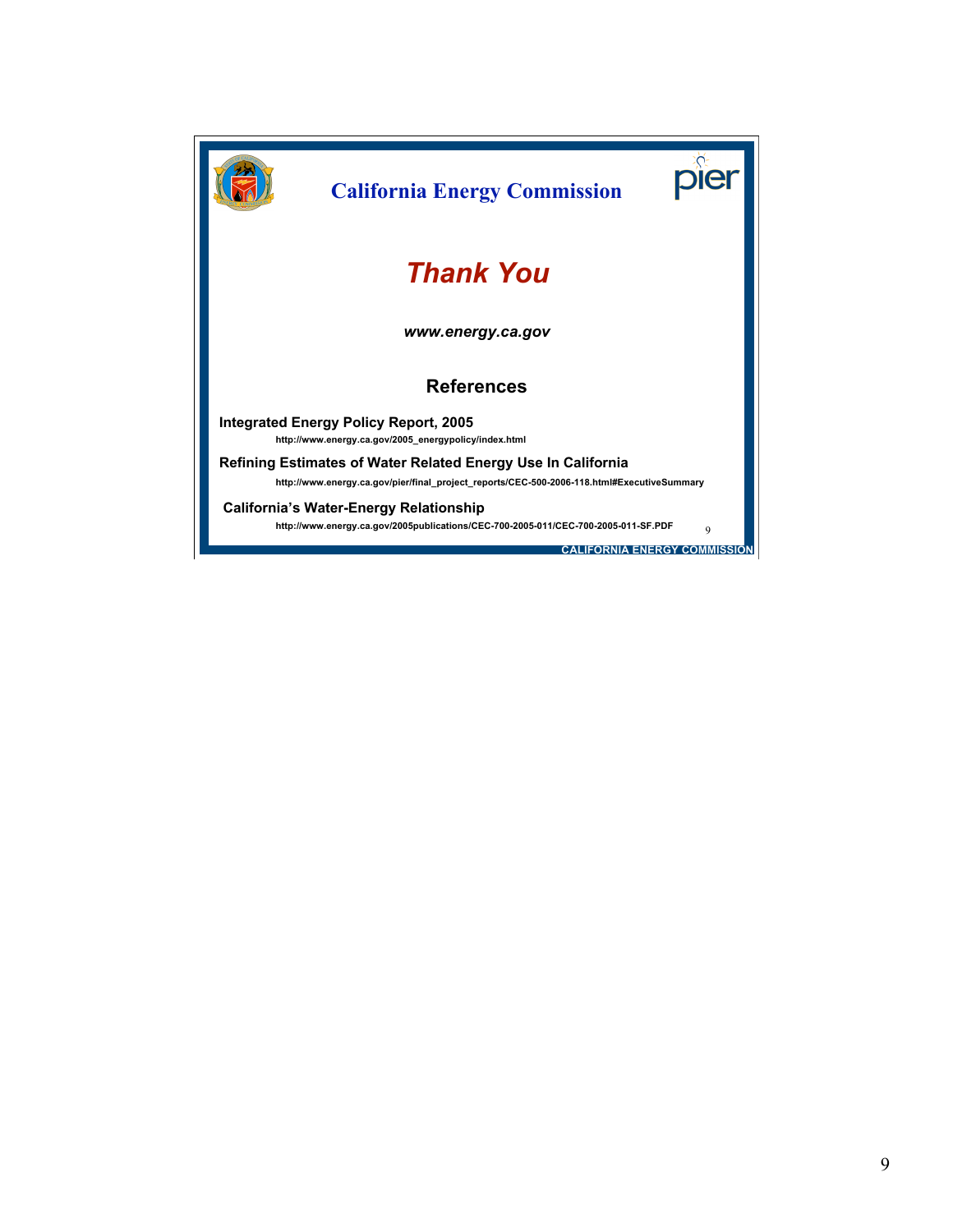California Energy Commission

# *Thank You*

***www.energy.ca.gov***

## References

**Integrated Energy Policy Report, 2005**

http://www.energy.ca.gov/2005_energypolicy/index.html

**Refining Estimates of Water Related Energy Use In California**

http://www.energy.ca.gov/pier/final_project_reports/CEC-500-2006-118.html#ExecutiveSummary

**California's Water-Energy Relationship**

http://www.energy.ca.gov/2005publications/CEC-700-2005-011/CEC-700-2005-011-SF.PDF

CALIFORNIA ENERGY COMMISSION